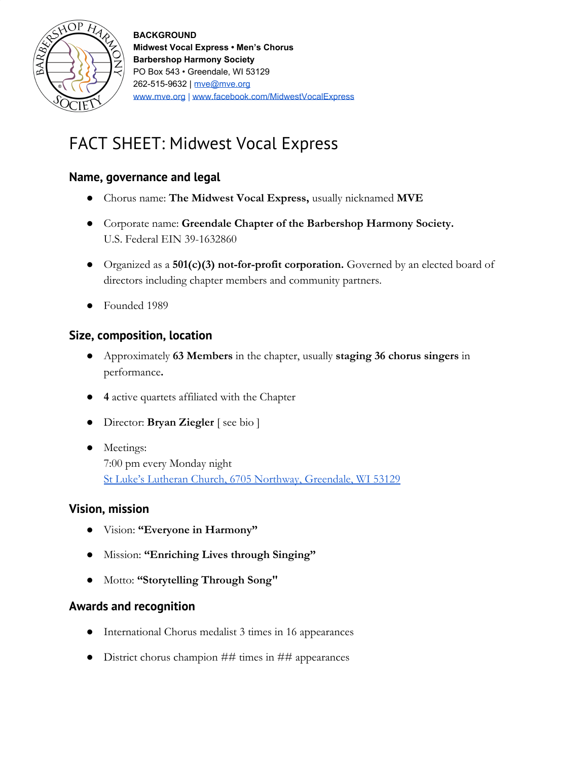**BACKGROUND**
**Midwest Vocal Express • Men's Chorus**
**Barbershop Harmony Society**
PO Box 543 • Greendale, WI 53129
262-515-9632 | mve@mve.org
www.mve.org | www.facebook.com/MidwestVocalExpress

# FACT SHEET: Midwest Vocal Express

## Name, governance and legal

- Chorus name: **The Midwest Vocal Express,** usually nicknamed **MVE**
- Corporate name: **Greendale Chapter of the Barbershop Harmony Society.**
  U.S. Federal EIN 39-1632860
- Organized as a **501(c)(3) not-for-profit corporation.** Governed by an elected board of directors including chapter members and community partners.
- Founded 1989

## Size, composition, location

- Approximately **63 Members** in the chapter, usually **staging 36 chorus singers** in performance**.**
- **4** active quartets affiliated with the Chapter
- Director: **Bryan Ziegler** [ see bio ]
- Meetings:
  7:00 pm every Monday night
  St Luke's Lutheran Church, 6705 Northway, Greendale, WI 53129

## Vision, mission

- Vision: **"Everyone in Harmony"**
- Mission: **"Enriching Lives through Singing"**
- Motto: **"Storytelling Through Song"**

## Awards and recognition

- International Chorus medalist 3 times in 16 appearances
- District chorus champion ## times in ## appearances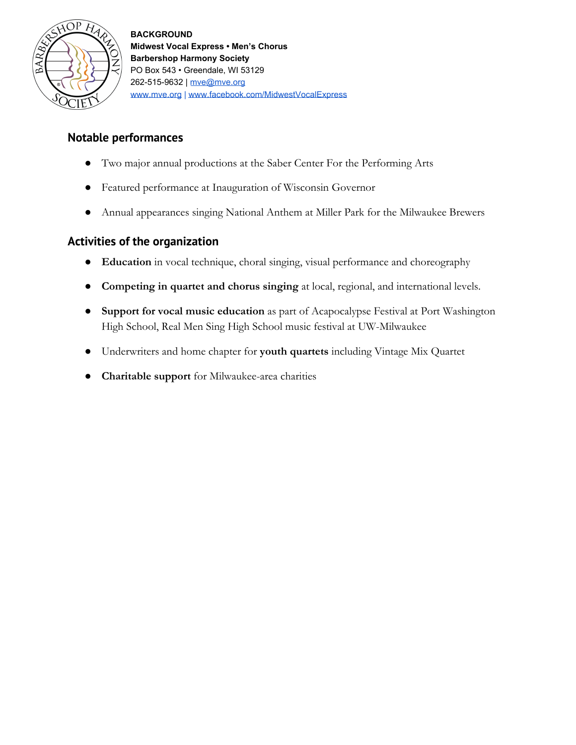**BACKGROUND**
**Midwest Vocal Express • Men's Chorus**
**Barbershop Harmony Society**
PO Box 543 • Greendale, WI 53129
262-515-9632 | mve@mve.org
www.mve.org | www.facebook.com/MidwestVocalExpress

## Notable performances

- Two major annual productions at the Saber Center For the Performing Arts
- Featured performance at Inauguration of Wisconsin Governor
- Annual appearances singing National Anthem at Miller Park for the Milwaukee Brewers

## Activities of the organization

- **Education** in vocal technique, choral singing, visual performance and choreography
- **Competing in quartet and chorus singing** at local, regional, and international levels.
- **Support for vocal music education** as part of Acapocalypse Festival at Port Washington High School, Real Men Sing High School music festival at UW-Milwaukee
- Underwriters and home chapter for **youth quartets** including Vintage Mix Quartet
- **Charitable support** for Milwaukee-area charities